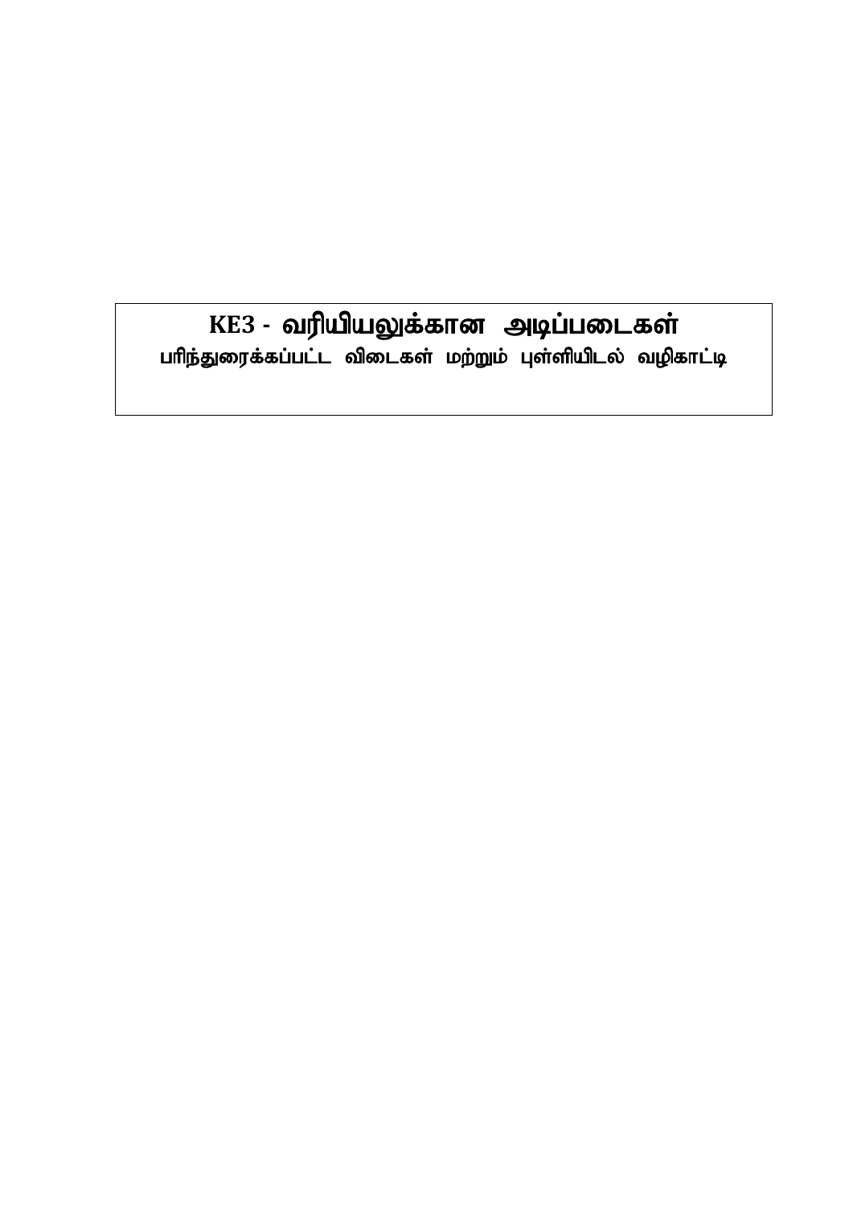# KE3 - வரியியலுக்கான அடிப்படைகள்

**பரிந்துரைக்கப்பட்ட விடைகள் மற்றும் புள்ளியிடல் வழிகாட்டி**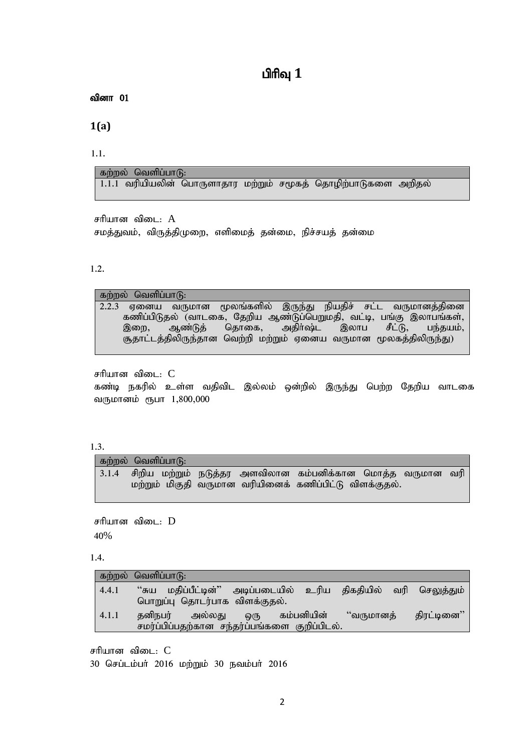# பிரிவு 1

**வினா 01**

## 1(a)

1.1.

| கற்றல் வெளிப்பாடு: |
|---|
| 1.1.1 வரியியலின் பொருளாதார மற்றும் சமூகத் தொழிற்பாடுகளை அறிதல் |

சரியான விடை: A

சமத்துவம், விருத்திமுறை, எளிமைத் தன்மை, நிச்சயத் தன்மை

1.2.

| கற்றல் வெளிப்பாடு: |
|---|
| 2.2.3 ஏனைய வருமான மூலங்களில் இருந்து நியதிச் சட்ட வருமானத்தினை கணிப்பிடுதல் (வாடகை, தேறிய ஆண்டுப்பெறுமதி, வட்டி, பங்கு இலாபங்கள், இறை, ஆண்டுத் தொகை, அதிர்ஷ்ட இலாப சீட்டு, பந்தயம், சூதாட்டத்திலிருந்தான வெற்றி மற்றும் ஏனைய வருமான மூலகத்திலிருந்து) |

சரியான விடை: C

கண்டி நகரில் உள்ள வதிவிட இல்லம் ஒன்றில் இருந்து பெற்ற தேறிய வாடகை வருமானம் ரூபா 1,800,000

1.3.

| கற்றல் வெளிப்பாடு: |
|---|
| 3.1.4 சிறிய மற்றும் நடுத்தர அளவிலான கம்பனிக்கான மொத்த வருமான வரி மற்றும் மிகுதி வருமான வரியினைக் கணிப்பிட்டு விளக்குதல். |

சரியான விடை: D

40%

1.4.

| கற்றல் வெளிப்பாடு: | |
|---|---|
| 4.4.1 | "சுய மதிப்பீட்டின்" அடிப்படையில் உரிய திகதியில் வரி செலுத்தும் பொறுப்பு தொடர்பாக விளக்குதல். |
| 4.1.1 | தனிநபர் அல்லது ஒரு கம்பனியின் "வருமானத் திரட்டினை" சமர்ப்பிப்பதற்கான சந்தர்ப்பங்களை குறிப்பிடல். |

சரியான விடை: C

30 செப்டம்பர் 2016 மற்றும் 30 நவம்பர் 2016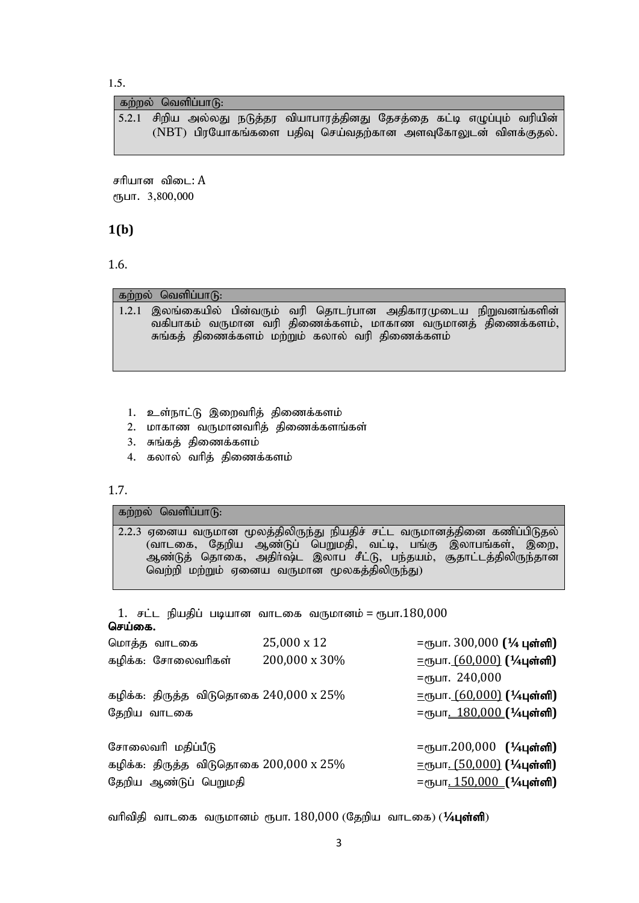1.5.

| கற்றல் வெளிப்பாடு: |
|---|
| 5.2.1 சிறிய அல்லது நடுத்தர வியாபாரத்தினது தேசத்தை கட்டி எழுப்பும் வரியின் (NBT) பிரயோகங்களை பதிவு செய்வதற்கான அளவுகோலுடன் விளக்குதல். |

சரியான விடை: A
ரூபா. 3,800,000

## 1(b)

1.6.

| கற்றல் வெளிப்பாடு: |
|---|
| 1.2.1 இலங்கையில் பின்வரும் வரி தொடர்பான அதிகாரமுடைய நிறுவனங்களின் வகிபாகம் வருமான வரி திணைக்களம், மாகாண வருமானத் திணைக்களம், சுங்கத் திணைக்களம் மற்றும் கலால் வரி திணைக்களம் |

1. உள்நாட்டு இறைவரித் திணைக்களம்
2. மாகாண வருமானவரித் திணைக்களங்கள்
3. சுங்கத் திணைக்களம்
4. கலால் வரித் திணைக்களம்

1.7.

| கற்றல் வெளிப்பாடு: |
|---|
| 2.2.3 ஏனைய வருமான மூலத்திலிருந்து நியதிச் சட்ட வருமானத்தினை கணிப்பிடுதல் (வாடகை, தேறிய ஆண்டுப் பெறுமதி, வட்டி, பங்கு இலாபங்கள், இறை, ஆண்டுத் தொகை, அதிர்ஷ்ட இலாப சீட்டு, பந்தயம், சூதாட்டத்திலிருந்தான வெற்றி மற்றும் ஏனைய வருமான மூலகத்திலிருந்து) |

1. சட்ட நியதிப் படியான வாடகை வருமானம் = ரூபா.180,000

**செய்கை.**

| | | |
|---|---|---|
| மொத்த வாடகை | 25,000 x 12 | =ரூபா. 300,000 **(¼ புள்ளி)** |
| கழிக்க: சோலைவரிகள் | 200,000 x 30% | =ரூபா. (60,000) **(¼புள்ளி)** |
| | | =ரூபா. 240,000 |
| கழிக்க: திருத்த விடுதொகை | 240,000 x 25% | =ரூபா. (60,000) **(¼புள்ளி)** |
| தேறிய வாடகை | | =ரூபா. 180,000 **(¼புள்ளி)** |
| | | |
| சோலைவரி மதிப்பீடு | | =ரூபா.200,000 **(¼புள்ளி)** |
| கழிக்க: திருத்த விடுதொகை | 200,000 x 25% | =ரூபா. (50,000) **(¼புள்ளி)** |
| தேறிய ஆண்டுப் பெறுமதி | | =ரூபா. 150,000 **(¼புள்ளி)** |

வரிவிதி வாடகை வருமானம் ரூபா. 180,000 (தேறிய வாடகை) (**¼புள்ளி**)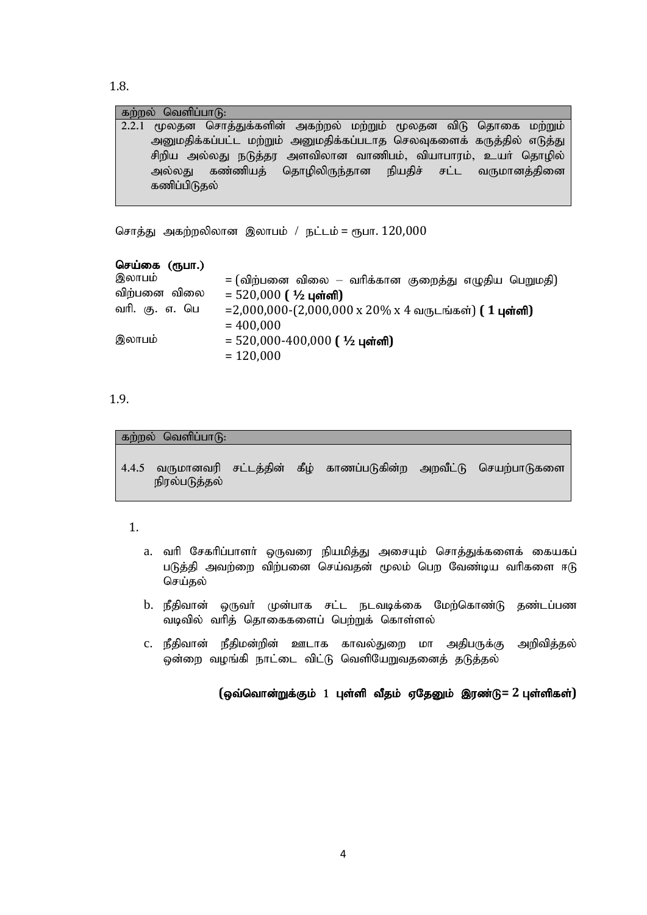1.8.

| கற்றல் வெளிப்பாடு: |
| --- |
| 2.2.1 மூலதன சொத்துக்களின் அகற்றல் மற்றும் மூலதன விடு தொகை மற்றும் அனுமதிக்கப்பட்ட மற்றும் அனுமதிக்கப்படாத செலவுகளைக் கருத்தில் எடுத்து சிறிய அல்லது நடுத்தர அளவிலான வாணிபம், வியாபாரம், உயர் தொழில் அல்லது கண்ணியத் தொழிலிருந்தான நியதிச் சட்ட வருமானத்தினை கணிப்பிடுதல் |

சொத்து அகற்றலிலான இலாபம் / நட்டம் = ரூபா. 120,000

**செய்கை (ரூபா.)**

இலாபம் = (விற்பனை விலை – வரிக்கான குறைத்து எழுதிய பெறுமதி)

விற்பனை விலை = 520,000 **( ½ புள்ளி)**

வரி. கு. எ. பெ =2,000,000-(2,000,000 x 20% x 4 வருடங்கள்) **( 1 புள்ளி)**

= 400,000

இலாபம் = 520,000-400,000 **( ½ புள்ளி)**

= 120,000

1.9.

| கற்றல் வெளிப்பாடு: |
| --- |
| 4.4.5 வருமானவரி சட்டத்தின் கீழ் காணப்படுகின்ற அறவீட்டு செயற்பாடுகளை நிரல்படுத்தல் |

1.

a. வரி சேகரிப்பாளர் ஒருவரை நியமித்து அசையும் சொத்துக்களைக் கையகப் படுத்தி அவற்றை விற்பனை செய்வதன் மூலம் பெற வேண்டிய வரிகளை ஈடு செய்தல்

b. நீதிவான் ஒருவர் முன்பாக சட்ட நடவடிக்கை மேற்கொண்டு தண்டப்பண வடிவில் வரித் தொகைகளைப் பெற்றுக் கொள்ளல்

c. நீதிவான் நீதிமன்றின் ஊடாக காவல்துறை மா அதிபருக்கு அறிவித்தல் ஒன்றை வழங்கி நாட்டை விட்டு வெளியேறுவதனைத் தடுத்தல்

**(ஒவ்வொன்றுக்கும் 1 புள்ளி வீதம் ஏதேனும் இரண்டு= 2 புள்ளிகள்)**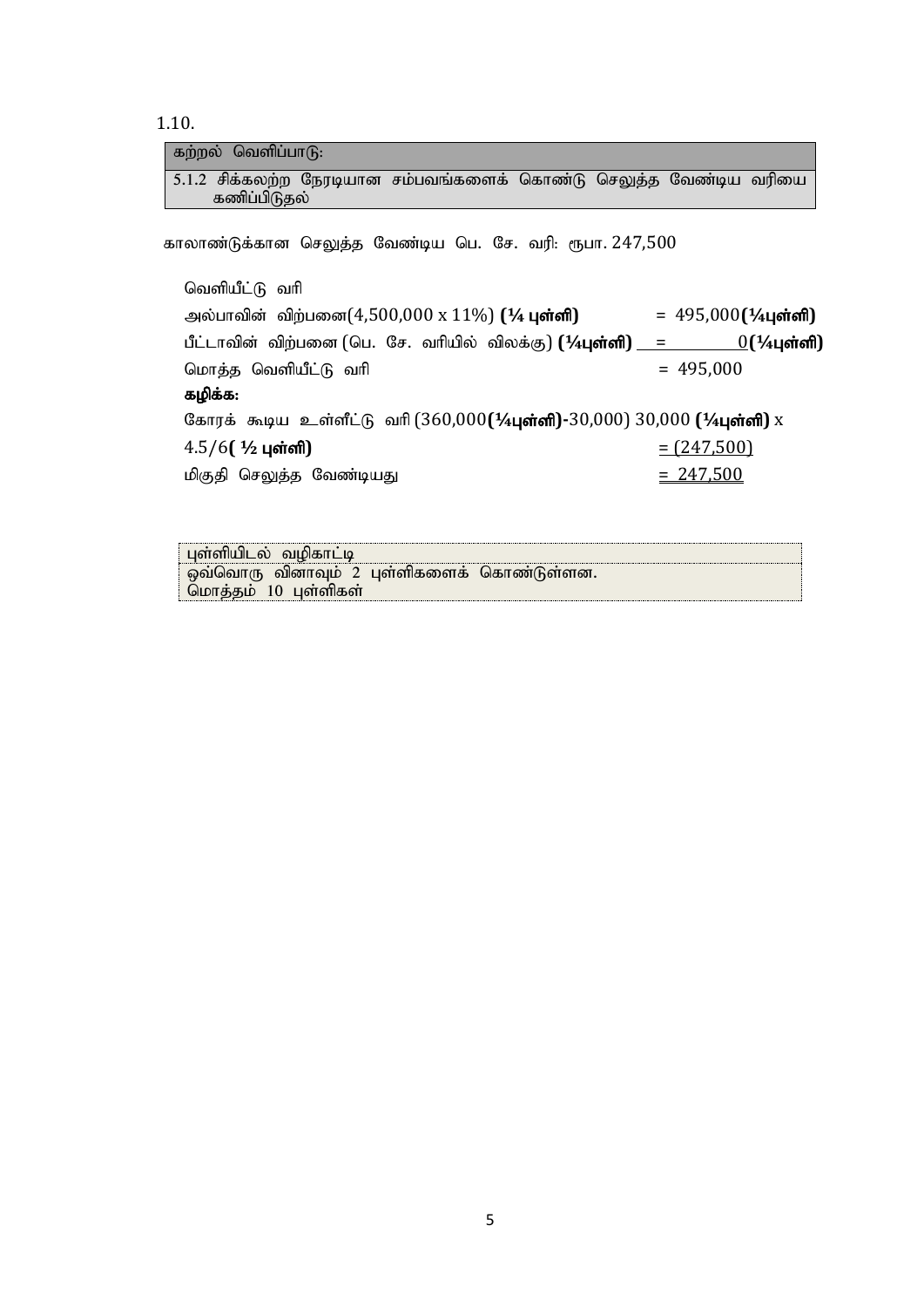1.10.

| கற்றல் வெளிப்பாடு: |
|---|
| 5.1.2 சிக்கலற்ற நேரடியான சம்பவங்களைக் கொண்டு செலுத்த வேண்டிய வரியை கணிப்பிடுதல் |

காலாண்டுக்கான செலுத்த வேண்டிய பெ. சே. வரி: ரூபா. 247,500

வெளியீட்டு வரி

| | |
|---|---|
| அல்பாவின் விற்பனை(4,500,000 x 11%) **(¼ புள்ளி)** | = 495,000**(¼புள்ளி)** |
| பீட்டாவின் விற்பனை (பெ. சே. வரியில் விலக்கு) **(¼புள்ளி)** | = 0**(¼புள்ளி)** |
| மொத்த வெளியீட்டு வரி | = 495,000 |
| **கழிக்க:** | |
| கோரக் கூடிய உள்ளீட்டு வரி (360,000**(¼புள்ளி)**-30,000) 30,000 **(¼புள்ளி)** x 4.5/6**( ½ புள்ளி)** | = (247,500) |
| மிகுதி செலுத்த வேண்டியது | = 247,500 |

| புள்ளியிடல் வழிகாட்டி |
|---|
| ஒவ்வொரு வினாவும் 2 புள்ளிகளைக் கொண்டுள்ளன. மொத்தம் 10 புள்ளிகள் |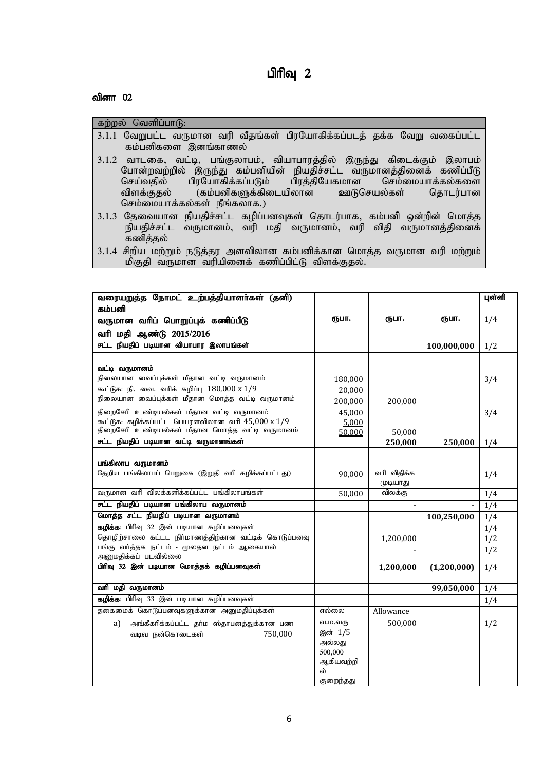# பிரிவு 2

## வினா 02

**கற்றல் வெளிப்பாடு:**

3.1.1 வேறுபட்ட வருமான வரி வீதங்கள் பிரயோகிக்கப்படத் தக்க வேறு வகைப்பட்ட கம்பனிகளை இனங்காணல்

3.1.2 வாடகை, வட்டி, பங்குலாபம், வியாபாரத்தில் இருந்து கிடைக்கும் இலாபம் போன்றவற்றில் இருந்து கம்பனியின் நியதிச்சட்ட வருமானத்தினைக் கணிப்பீடு செய்வதில் பிரயோகிக்கப்படும் பிரத்தியேகமான செம்மையாக்கல்களை விளக்குதல் (கம்பனிகளுக்கிடையிலான ஊடுசெயல்கள் தொடர்பான செம்மையாக்கல்கள் நீங்கலாக.)

3.1.3 தேவையான நியதிச்சட்ட கழிப்பனவுகள் தொடர்பாக, கம்பனி ஒன்றின் மொத்த நியதிச்சட்ட வருமானம், வரி மதி வருமானம், வரி விதி வருமானத்தினைக் கணித்தல்

3.1.4 சிறிய மற்றும் நடுத்தர அளவிலான கம்பனிக்கான மொத்த வருமான வரி மற்றும் மிகுதி வருமான வரியினைக் கணிப்பிட்டு விளக்குதல்.

| **வரையறுத்த நோமட் உற்பத்தியாளர்கள் (தனி) கம்பனி வருமான வரிப் பொறுப்புக் கணிப்பீடு வரி மதி ஆண்டு 2015/2016** | **ரூபா.** | **ரூபா.** | **ரூபா.** | **புள்ளி** 1/4 |
|---|---|---|---|---|
| **சட்ட நியதிப் படியான வியாபார இலாபங்கள்** | | | **100,000,000** | 1/2 |
| | | | | |
| **வட்டி வருமானம்** | | | | |
| நிலையான வைப்புக்கள் மீதான வட்டி வருமானம் | 180,000 | | | 3/4 |
| கூட்டுக: நி. வை. வரிக் கழிப்பு 180,000 x 1/9 | 20,000 | | | |
| நிலையான வைப்புக்கள் மீதான மொத்த வட்டி வருமானம் | 200,000 | 200,000 | | |
| திறைசேரி உண்டியல்கள் மீதான வட்டி வருமானம் | 45,000 | | | 3/4 |
| கூட்டுக: கழிக்கப்பட்ட பெயரளவிலான வரி 45,000 x 1/9 | 5,000 | | | |
| திறைசேரி உண்டியல்கள் மீதான மொத்த வட்டி வருமானம் | 50,000 | 50,000 | | |
| **சட்ட நியதிப் படியான வட்டி வருமானங்கள்** | | **250,000** | **250,000** | 1/4 |
| | | | | |
| **பங்கிலாப வருமானம்** | | | | |
| தேறிய பங்கிலாபப் பெறுகை (இறுதி வரி கழிக்கப்பட்டது) | 90,000 | வரி விதிக்க முடியாது | | 1/4 |
| வருமான வரி விலக்களிக்கப்பட்ட பங்கிலாபங்கள் | 50,000 | விலக்கு | | 1/4 |
| **சட்ட நியதிப் படியான பங்கிலாப வருமானம்** | | - | - | 1/4 |
| **மொத்த சட்ட நியதிப் படியான வருமானம்** | | | **100,250,000** | 1/4 |
| **கழிக்க**: பிரிவு 32 இன் படியான கழிப்பனவுகள் | | | | 1/4 |
| தொழிற்சாலை கட்டட நிர்மாணத்திற்கான வட்டிக் கொடுப்பனவு | | 1,200,000 | | 1/2 |
| பங்கு வர்த்தக நட்டம் - மூலதன நட்டம் ஆகையால் அனுமதிக்கப் படவில்லை | | - | | 1/2 |
| **பிரிவு 32 இன் படியான மொத்தக் கழிப்பனவுகள்** | | **1,200,000** | **(1,200,000)** | 1/4 |
| | | | | |
| **வரி மதி வருமானம்** | | | **99,050,000** | 1/4 |
| **கழிக்க**: பிரிவு 33 இன் படியான கழிப்பனவுகள் | | | | 1/4 |
| தகைமைக் கொடுப்பனவுகளுக்கான அனுமதிப்புக்கள் | எல்லை | Allowance | | |
| a) அங்கீகரிக்கப்பட்ட தர்ம ஸ்தாபனத்துக்கான பண வடிவ நன்கொடைகள் 750,000 | வ.ம.வரு இன் 1/5 அல்லது 500,000 ஆகியவற்றில் குறைந்தது | 500,000 | | 1/2 |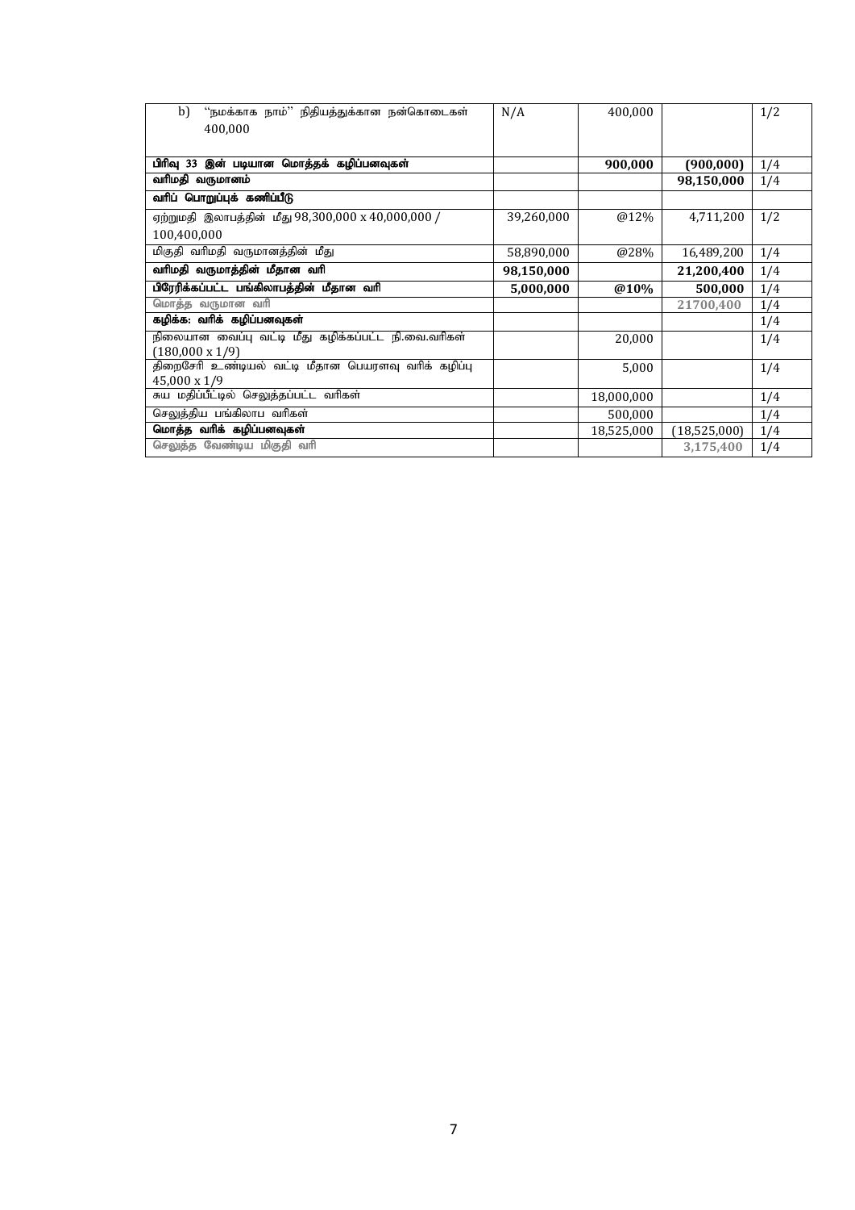| | | | | |
|---|---|---|---|---|
| b) "நமக்காக நாம்" நிதியத்துக்கான நன்கொடைகள் 400,000 | N/A | 400,000 | | 1/2 |
| **பிரிவு 33 இன் படியான மொத்தக் கழிப்பனவுகள்** | | **900,000** | **(900,000)** | 1/4 |
| **வரிமதி வருமானம்** | | | **98,150,000** | 1/4 |
| **வரிப் பொறுப்புக் கணிப்பீடு** | | | | |
| ஏற்றுமதி இலாபத்தின் மீது 98,300,000 x 40,000,000 / 100,400,000 | 39,260,000 | @12% | 4,711,200 | 1/2 |
| மிகுதி வரிமதி வருமானத்தின் மீது | 58,890,000 | @28% | 16,489,200 | 1/4 |
| **வரிமதி வருமாத்தின் மீதான வரி** | **98,150,000** | | **21,200,400** | 1/4 |
| **பிரேரிக்கப்பட்ட பங்கிலாபத்தின் மீதான வரி** | **5,000,000** | **@10%** | **500,000** | 1/4 |
| மொத்த வருமான வரி | | | **21700,400** | 1/4 |
| **கழிக்க: வரிக் கழிப்பனவுகள்** | | | | 1/4 |
| நிலையான வைப்பு வட்டி மீது கழிக்கப்பட்ட நி.வை.வரிகள் (180,000 x 1/9) | | 20,000 | | 1/4 |
| திறைசேரி உண்டியல் வட்டி மீதான பெயரளவு வரிக் கழிப்பு 45,000 x 1/9 | | 5,000 | | 1/4 |
| சுய மதிப்பீட்டில் செலுத்தப்பட்ட வரிகள் | | 18,000,000 | | 1/4 |
| செலுத்திய பங்கிலாப வரிகள் | | 500,000 | | 1/4 |
| **மொத்த வரிக் கழிப்பனவுகள்** | | 18,525,000 | (18,525,000) | 1/4 |
| செலுத்த வேண்டிய மிகுதி வரி | | | **3,175,400** | 1/4 |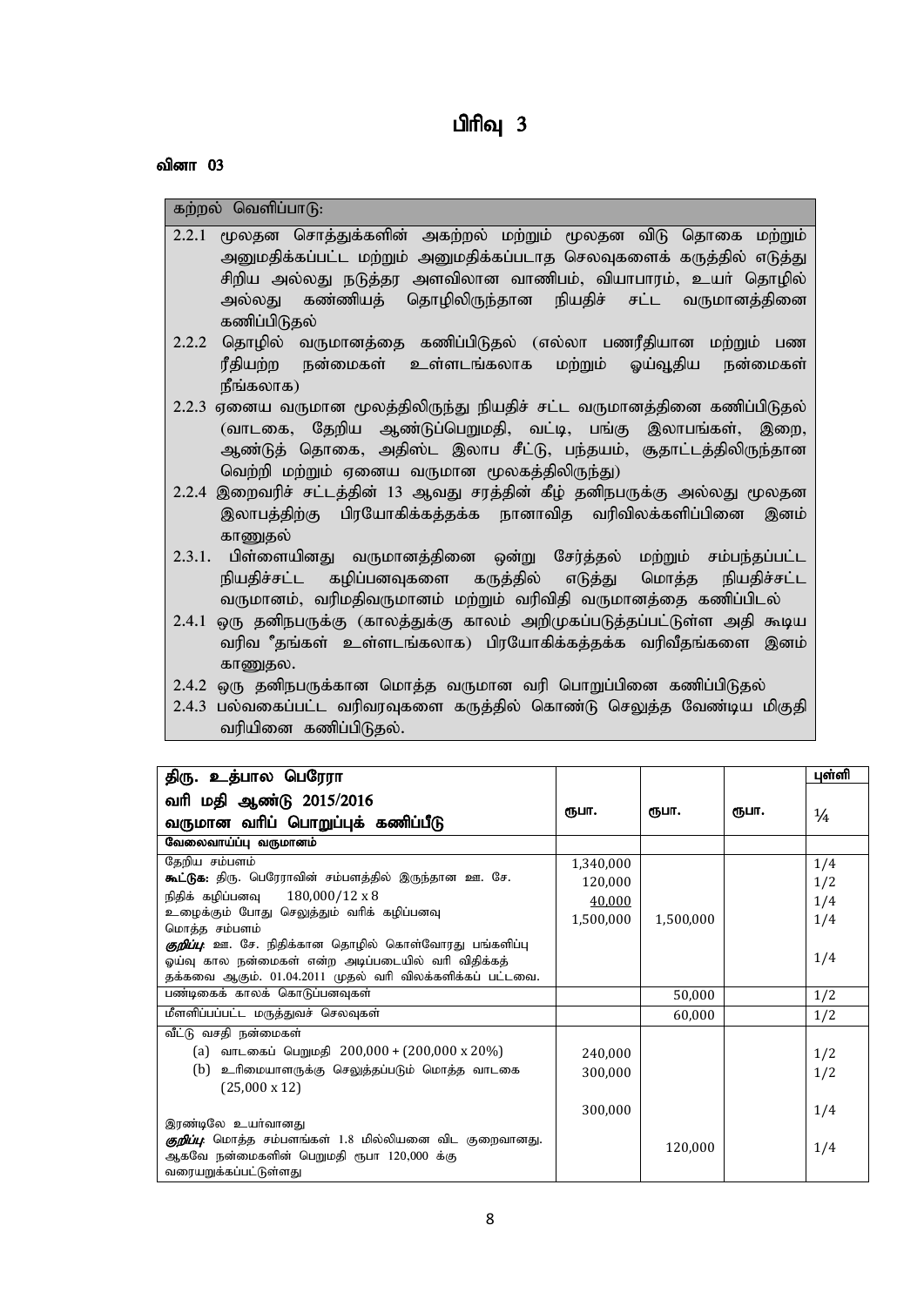# பிரிவு 3

**வினா 03**

| கற்றல் வெளிப்பாடு: |
|---|
| 2.2.1 மூலதன சொத்துக்களின் அகற்றல் மற்றும் மூலதன விடு தொகை மற்றும் அனுமதிக்கப்பட்ட மற்றும் அனுமதிக்கப்படாத செலவுகளைக் கருத்தில் எடுத்து சிறிய அல்லது நடுத்தர அளவிலான வாணிபம், வியாபாரம், உயர் தொழில் அல்லது கண்ணியத் தொழிலிருந்தான நியதிச் சட்ட வருமானத்தினை கணிப்பிடுதல் |
| 2.2.2 தொழில் வருமானத்தை கணிப்பிடுதல் (எல்லா பணரீதியான மற்றும் பண ரீதியற்ற நன்மைகள் உள்ளடங்கலாக மற்றும் ஓய்வூதிய நன்மைகள் நீங்கலாக) |
| 2.2.3 ஏனைய வருமான மூலத்திலிருந்து நியதிச் சட்ட வருமானத்தினை கணிப்பிடுதல் (வாடகை, தேறிய ஆண்டுப்பெறுமதி, வட்டி, பங்கு இலாபங்கள், இறை, ஆண்டுத் தொகை, அதிஸ்ட இலாப சீட்டு, பந்தயம், சூதாட்டத்திலிருந்தான வெற்றி மற்றும் ஏனைய வருமான மூலகத்திலிருந்து) |
| 2.2.4 இறைவரிச் சட்டத்தின் 13 ஆவது சரத்தின் கீழ் தனிநபருக்கு அல்லது மூலதன இலாபத்திற்கு பிரயோகிக்கத்தக்க நானாவித வரிவிலக்களிப்பினை இனம் காணுதல் |
| 2.3.1. பிள்ளையினது வருமானத்தினை ஒன்று சேர்த்தல் மற்றும் சம்பந்தப்பட்ட நியதிச்சட்ட கழிப்பனவுகளை கருத்தில் எடுத்து மொத்த நியதிச்சட்ட வருமானம், வரிமதிவருமானம் மற்றும் வரிவிதி வருமானத்தை கணிப்பிடல் |
| 2.4.1 ஒரு தனிநபருக்கு (காலத்துக்கு காலம் அறிமுகப்படுத்தப்பட்டுள்ள அதி கூடிய வரிவ ீதங்கள் உள்ளடங்கலாக) பிரயோகிக்கத்தக்க வரிவீதங்களை இனம் காணுதல். |
| 2.4.2 ஒரு தனிநபருக்கான மொத்த வருமான வரி பொறுப்பினை கணிப்பிடுதல் |
| 2.4.3 பல்வகைப்பட்ட வரிவரவுகளை கருத்தில் கொண்டு செலுத்த வேண்டிய மிகுதி வரியினை கணிப்பிடுதல். |

| **திரு. உத்பால பெரேரா**<br>**வரி மதி ஆண்டு 2015/2016**<br>**வருமான வரிப் பொறுப்புக் கணிப்பீடு** | **ரூபா.** | **ரூபா.** | **ரூபா.** | **புள்ளி**<br>¼ |
|---|---|---|---|---|
| **வேலைவாய்ப்பு வருமானம்** | | | | |
| தேறிய சம்பளம் | 1,340,000 | | | 1/4 |
| **கூட்டுக:** திரு. பெரேராவின் சம்பளத்தில் இருந்தான ஊ. சே. நிதிக் கழிப்பனவு $180,000/12 \times 8$ | 120,000 | | | 1/2 |
| உழைக்கும் போது செலுத்தும் வரிக் கழிப்பனவு | 40,000 | | | 1/4 |
| மொத்த சம்பளம் | 1,500,000 | 1,500,000 | | 1/4 |
| ***குறிப்பு:*** ஊ. சே. நிதிக்கான தொழில் கொள்வோரது பங்களிப்பு ஓய்வு கால நன்மைகள் என்ற அடிப்படையில் வரி விதிக்கத் தக்கவை ஆகும். 01.04.2011 முதல் வரி விலக்களிக்கப் பட்டவை. | | | | 1/4 |
| பண்டிகைக் காலக் கொடுப்பனவுகள் | | 50,000 | | 1/2 |
| மீளளிப்பப்பட்ட மருத்துவச் செலவுகள் | | 60,000 | | 1/2 |
| வீட்டு வசதி நன்மைகள் | | | | |
| (a) வாடகைப் பெறுமதி $200,000 + (200,000 \times 20\%)$ | 240,000 | | | 1/2 |
| (b) உரிமையாளருக்கு செலுத்தப்படும் மொத்த வாடகை $(25,000 \times 12)$ | 300,000 | | | 1/2 |
| இரண்டிலே உயர்வானது | 300,000 | | | 1/4 |
| ***குறிப்பு:*** மொத்த சம்பளங்கள் 1.8 மில்லியனை விட குறைவானது. ஆகவே நன்மைகளின் பெறுமதி ரூபா 120,000 க்கு வரையறுக்கப்பட்டுள்ளது | | 120,000 | | 1/4 |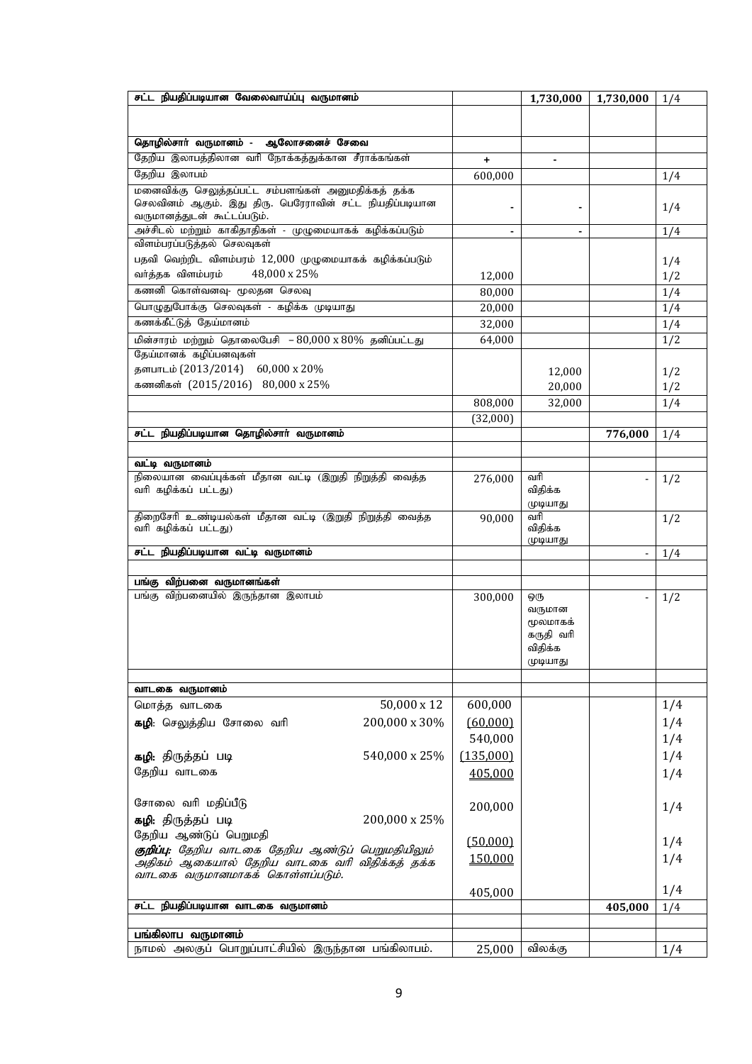| | | | | |
|---|---|---|---|---|
| **சட்ட நியதிப்படியான வேலைவாய்ப்பு வருமானம்** | | **1,730,000** | **1,730,000** | 1/4 |
| | | | | |
| **தொழில்சார் வருமானம் - ஆலோசனைச் சேவை** | | | | |
| தேறிய இலாபத்திலான வரி நோக்கத்துக்கான சீராக்கங்கள் | + | - | | |
| தேறிய இலாபம் | 600,000 | | | 1/4 |
| மனைவிக்கு செலுத்தப்பட்ட சம்பளங்கள் அனுமதிக்கத் தக்க செலவினம் ஆகும். இது திரு. பெரேராவின் சட்ட நியதிப்படியான வருமானத்துடன் கூட்டப்படும். | - | - | | 1/4 |
| அச்சிடல் மற்றும் காகிதாதிகள் - முழுமையாகக் கழிக்கப்படும் | - | - | | 1/4 |
| விளம்பரப்படுத்தல் செலவுகள்<br>பதவி வெற்றிட விளம்பரம் 12,000 முழுமையாகக் கழிக்கப்படும்<br>வர்த்தக விளம்பரம் 48,000 x 25% | <br><br>12,000 | | | <br>1/4<br>1/2 |
| கணனி கொள்வனவு- மூலதன செலவு | 80,000 | | | 1/4 |
| பொழுதுபோக்கு செலவுகள் - கழிக்க முடியாது | 20,000 | | | 1/4 |
| கணக்கீட்டுத் தேய்மானம் | 32,000 | | | 1/4 |
| மின்சாரம் மற்றும் தொலைபேசி – 80,000 x 80% தனிப்பட்டது | 64,000 | | | 1/2 |
| தேய்மானக் கழிப்பனவுகள்<br>தளபாடம் (2013/2014) 60,000 x 20%<br>கணனிகள் (2015/2016) 80,000 x 25% | | <br>12,000<br>20,000 | | <br>1/2<br>1/2 |
| | 808,000 | 32,000 | | 1/4 |
| | (32,000) | | | |
| **சட்ட நியதிப்படியான தொழில்சார் வருமானம்** | | | **776,000** | 1/4 |
| | | | | |
| **வட்டி வருமானம்** | | | | |
| நிலையான வைப்புக்கள் மீதான வட்டி (இறுதி நிறுத்தி வைத்த வரி கழிக்கப் பட்டது) | 276,000 | வரி விதிக்க முடியாது | - | 1/2 |
| திறைசேரி உண்டியல்கள் மீதான வட்டி (இறுதி நிறுத்தி வைத்த வரி கழிக்கப் பட்டது) | 90,000 | வரி விதிக்க முடியாது | | 1/2 |
| **சட்ட நியதிப்படியான வட்டி வருமானம்** | | | - | 1/4 |
| | | | | |
| **பங்கு விற்பனை வருமானங்கள்** | | | | |
| பங்கு விற்பனையில் இருந்தான இலாபம் | 300,000 | ஒரு வருமான மூலமாகக் கருதி வரி விதிக்க முடியாது | - | 1/2 |
| | | | | |
| **வாடகை வருமானம்** | | | | |
| மொத்த வாடகை 50,000 x 12 | 600,000 | | | 1/4 |
| **கழி**: செலுத்திய சோலை வரி 200,000 x 30% | (60,000) | | | 1/4 |
| | 540,000 | | | 1/4 |
| **கழி:** திருத்தப் படி 540,000 x 25% | (135,000) | | | 1/4 |
| தேறிய வாடகை | 405,000 | | | 1/4 |
| சோலை வரி மதிப்பீடு | 200,000 | | | 1/4 |
| **கழி:** திருத்தப் படி 200,000 x 25%<br>தேறிய ஆண்டுப் பெறுமதி | (50,000)<br>150,000 | | | 1/4<br>1/4 |
| ***குறிப்பு:*** *தேறிய வாடகை தேறிய ஆண்டுப் பெறுமதியிலும் அதிகம் ஆகையால் தேறிய வாடகை வரி விதிக்கத் தக்க வாடகை வருமானமாகக் கொள்ளப்படும்.* | 405,000 | | | 1/4 |
| **சட்ட நியதிப்படியான வாடகை வருமானம்** | | | **405,000** | 1/4 |
| | | | | |
| **பங்கிலாப வருமானம்** | | | | |
| நாமல் அலகுப் பொறுப்பாட்சியில் இருந்தான பங்கிலாபம். | 25,000 | விலக்கு | | 1/4 |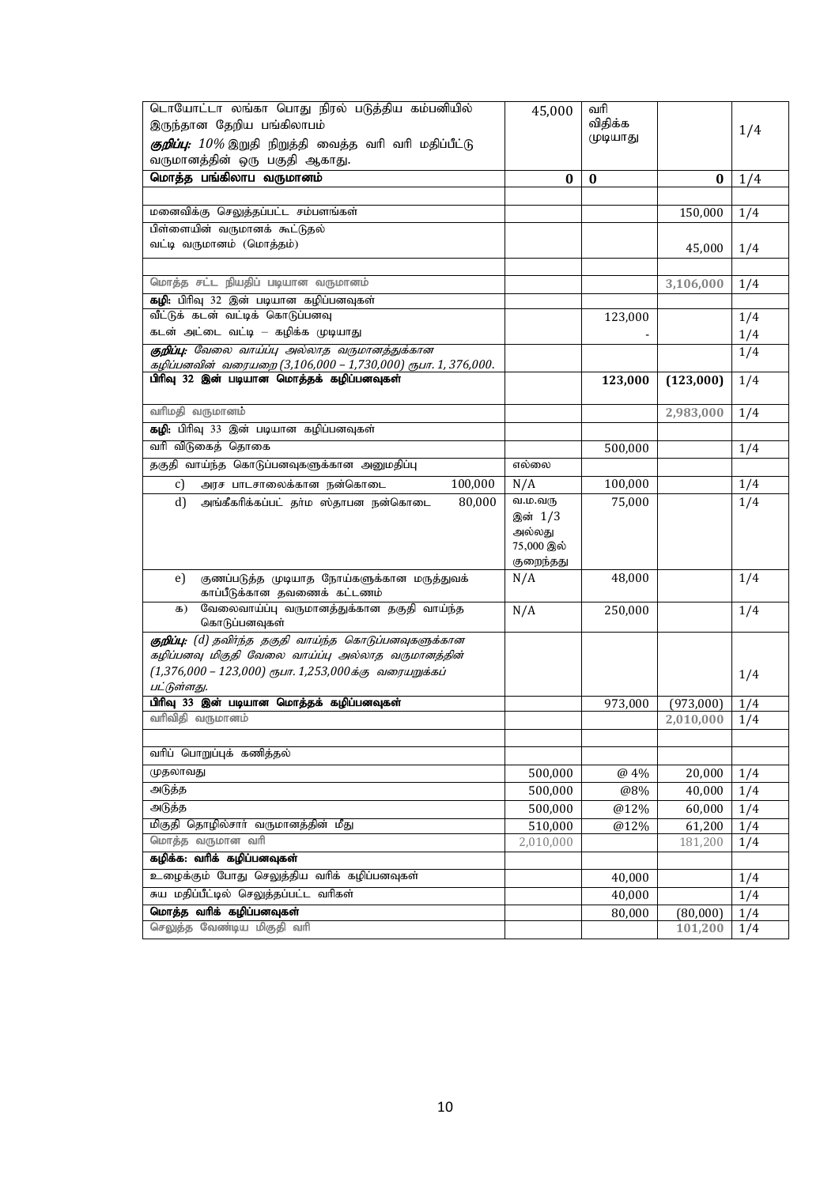| | | | | |
|---|---|---|---|---|
| டொயோட்டா லங்கா பொது நிரல் படுத்திய கம்பனியில் இருந்தான தேறிய பங்கிலாபம் ***குறிப்பு:*** *10%* இறுதி நிறுத்தி வைத்த வரி வரி மதிப்பீட்டு வருமானத்தின் ஒரு பகுதி ஆகாது. | 45,000 | வரி விதிக்க முடியாது | | 1/4 |
| **மொத்த பங்கிலாப வருமானம்** | **0** | **0** | **0** | 1/4 |
| | | | | |
| மனைவிக்கு செலுத்தப்பட்ட சம்பளங்கள் | | | 150,000 | 1/4 |
| பிள்ளையின் வருமானக் கூட்டுதல் வட்டி வருமானம் (மொத்தம்) | | | 45,000 | 1/4 |
| | | | | |
| மொத்த சட்ட நியதிப் படியான வருமானம் | | | **3,106,000** | 1/4 |
| **கழி:** பிரிவு 32 இன் படியான கழிப்பனவுகள் | | | | |
| வீட்டுக் கடன் வட்டிக் கொடுப்பனவு | | 123,000 | | 1/4 |
| கடன் அட்டை வட்டி – கழிக்க முடியாது | | - | | 1/4 |
| ***குறிப்பு:*** *வேலை வாய்ப்பு அல்லாத வருமானத்துக்கான கழிப்பனவின் வரையறை (3,106,000 – 1,730,000) ரூபா. 1, 376,000.* | | | | 1/4 |
| **பிரிவு 32 இன் படியான மொத்தக் கழிப்பனவுகள்** | | **123,000** | **(123,000)** | 1/4 |
| | | | | |
| வரிமதி வருமானம் | | | **2,983,000** | 1/4 |
| **கழி:** பிரிவு 33 இன் படியான கழிப்பனவுகள் | | | | |
| வரி விடுகைத் தொகை | | 500,000 | | 1/4 |
| தகுதி வாய்ந்த கொடுப்பனவுகளுக்கான அனுமதிப்பு | எல்லை | | | |
| c) அரச பாடசாலைக்கான நன்கொடை 100,000 | N/A | 100,000 | | 1/4 |
| d) அங்கீகரிக்கப்பட் தர்ம ஸ்தாபன நன்கொடை 80,000 | வ.ம.வரு இன் 1/3 அல்லது 75,000 இல் குறைந்தது | 75,000 | | 1/4 |
| e) குணப்படுத்த முடியாத நோய்களுக்கான மருத்துவக் காப்பீடுக்கான தவணைக் கட்டணம் | N/A | 48,000 | | 1/4 |
| க) வேலைவாய்ப்பு வருமானத்துக்கான தகுதி வாய்ந்த கொடுப்பனவுகள் | N/A | 250,000 | | 1/4 |
| ***குறிப்பு:*** *(d) தவிர்ந்த தகுதி வாய்ந்த கொடுப்பனவுகளுக்கான கழிப்பனவு மிகுதி வேலை வாய்ப்பு அல்லாத வருமானத்தின் (1,376,000 – 123,000) ரூபா. 1,253,000க்கு வரையறுக்கப் பட்டுள்ளது.* | | | | 1/4 |
| **பிரிவு 33 இன் படியான மொத்தக் கழிப்பனவுகள்** | | 973,000 | (973,000) | 1/4 |
| வரிவிதி வருமானம் | | | **2,010,000** | 1/4 |
| | | | | |
| வரிப் பொறுப்புக் கணித்தல் | | | | |
| முதலாவது | 500,000 | @ 4% | 20,000 | 1/4 |
| அடுத்த | 500,000 | @8% | 40,000 | 1/4 |
| அடுத்த | 500,000 | @12% | 60,000 | 1/4 |
| மிகுதி தொழில்சார் வருமானத்தின் மீது | 510,000 | @12% | 61,200 | 1/4 |
| மொத்த வருமான வரி | 2,010,000 | | 181,200 | 1/4 |
| **கழிக்க: வரிக் கழிப்பனவுகள்** | | | | |
| உழைக்கும் போது செலுத்திய வரிக் கழிப்பனவுகள் | | 40,000 | | 1/4 |
| சுய மதிப்பீட்டில் செலுத்தப்பட்ட வரிகள் | | 40,000 | | 1/4 |
| **மொத்த வரிக் கழிப்பனவுகள்** | | 80,000 | (80,000) | 1/4 |
| செலுத்த வேண்டிய மிகுதி வரி | | | **101,200** | 1/4 |